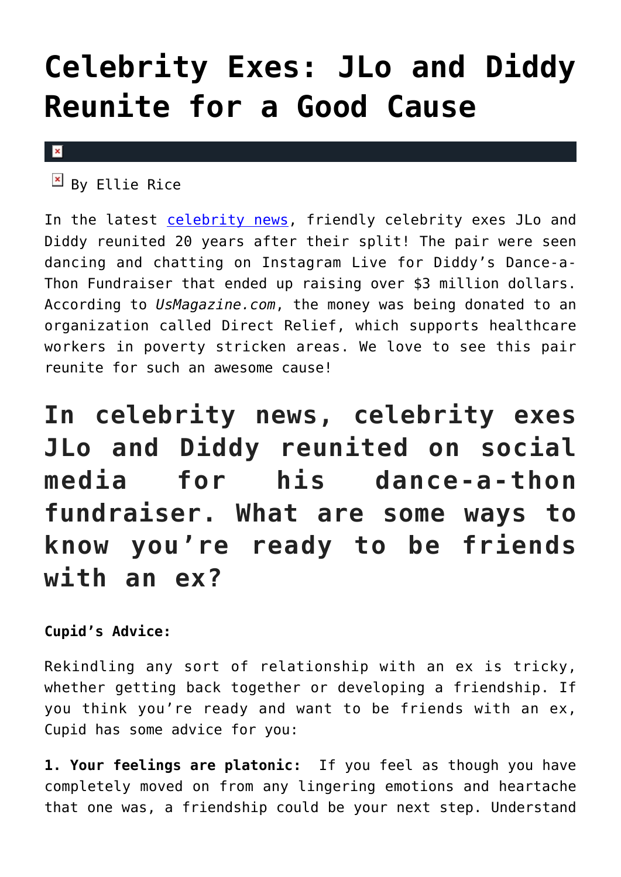# Celebrity Exes: JLo and Diddy Reunite for a Good Cause

By Ellie Rice

In the latest celebrity news, friendly celebrity exes JLo and Diddy reunited 20 years after their split! The pair were seen dancing and chatting on Instagram Live for Diddy's Dance-a-Thon Fundraiser that ended up raising over $3 million dollars. According to *UsMagazine.com*, the money was being donated to an organization called Direct Relief, which supports healthcare workers in poverty stricken areas. We love to see this pair reunite for such an awesome cause!

## In celebrity news, celebrity exes JLo and Diddy reunited on social media for his dance-a-thon fundraiser. What are some ways to know you're ready to be friends with an ex?

**Cupid's Advice:**

Rekindling any sort of relationship with an ex is tricky, whether getting back together or developing a friendship. If you think you're ready and want to be friends with an ex, Cupid has some advice for you:

**1. Your feelings are platonic:** If you feel as though you have completely moved on from any lingering emotions and heartache that one was, a friendship could be your next step. Understand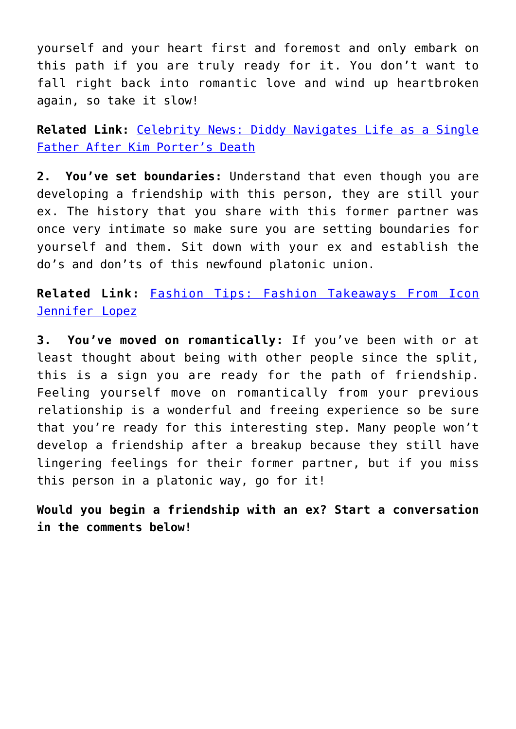yourself and your heart first and foremost and only embark on this path if you are truly ready for it. You don't want to fall right back into romantic love and wind up heartbroken again, so take it slow!

**Related Link:** Celebrity News: Diddy Navigates Life as a Single Father After Kim Porter's Death

**2. You've set boundaries:** Understand that even though you are developing a friendship with this person, they are still your ex. The history that you share with this former partner was once very intimate so make sure you are setting boundaries for yourself and them. Sit down with your ex and establish the do's and don'ts of this newfound platonic union.

**Related Link:** Fashion Tips: Fashion Takeaways From Icon Jennifer Lopez

**3. You've moved on romantically:** If you've been with or at least thought about being with other people since the split, this is a sign you are ready for the path of friendship. Feeling yourself move on romantically from your previous relationship is a wonderful and freeing experience so be sure that you're ready for this interesting step. Many people won't develop a friendship after a breakup because they still have lingering feelings for their former partner, but if you miss this person in a platonic way, go for it!

**Would you begin a friendship with an ex? Start a conversation in the comments below!**